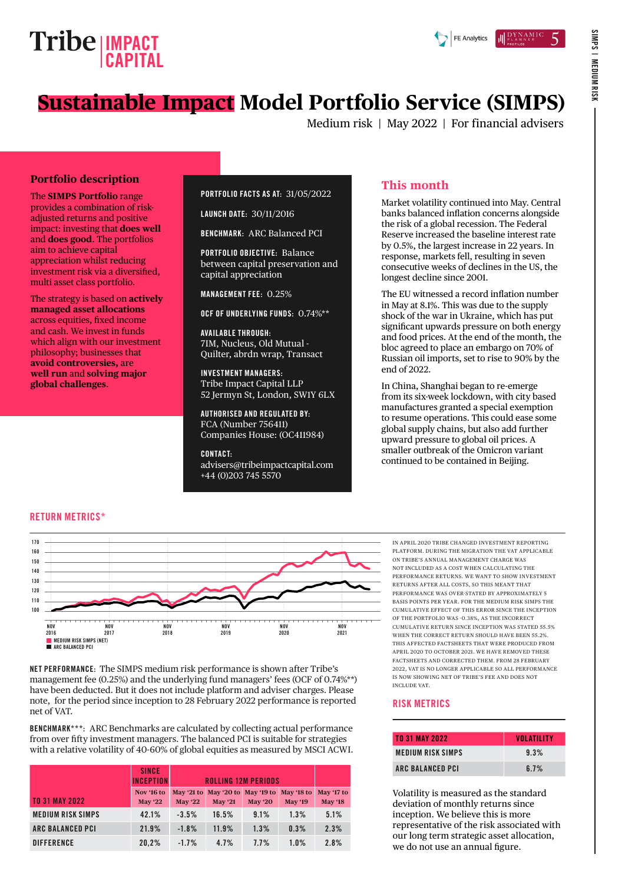# Tribe IMPACT CAPITAL

FE Analytics | DYNAMIC PLANNER PROFILED 5

# Sustainable Impact Model Portfolio Service (SIMPS)

Medium risk | May 2022 | For financial advisers

## Portfolio description

The **SIMPS Portfolio** range provides a combination of risk-adjusted returns and positive impact: investing that **does well** and **does good**. The portfolios aim to achieve capital appreciation whilst reducing investment risk via a diversified, multi asset class portfolio.

The strategy is based on **actively managed asset allocations** across equities, fixed income and cash. We invest in funds which align with our investment philosophy; businesses that **avoid controversies,** are **well run** and **solving major global challenges**.

**PORTFOLIO FACTS AS AT:** 31/05/2022

**LAUNCH DATE:** 30/11/2016

**BENCHMARK:** ARC Balanced PCI

**PORTFOLIO OBJECTIVE:** Balance between capital preservation and capital appreciation

**MANAGEMENT FEE:** 0.25%

**OCF OF UNDERLYING FUNDS:** 0.74%**

**AVAILABLE THROUGH:**
7IM, Nucleus, Old Mutual - Quilter, abrdn wrap, Transact

**INVESTMENT MANAGERS:**
Tribe Impact Capital LLP
52 Jermyn St, London, SW1Y 6LX

**AUTHORISED AND REGULATED BY:**
FCA (Number 756411)
Companies House: (OC411984)

**CONTACT:**
advisers@tribeimpactcapital.com
+44 (0)203 745 5570

## This month

Market volatility continued into May. Central banks balanced inflation concerns alongside the risk of a global recession. The Federal Reserve increased the baseline interest rate by 0.5%, the largest increase in 22 years. In response, markets fell, resulting in seven consecutive weeks of declines in the US, the longest decline since 2001.

The EU witnessed a record inflation number in May at 8.1%. This was due to the supply shock of the war in Ukraine, which has put significant upwards pressure on both energy and food prices. At the end of the month, the bloc agreed to place an embargo on 70% of Russian oil imports, set to rise to 90% by the end of 2022.

In China, Shanghai began to re-emerge from its six-week lockdown, with city based manufactures granted a special exemption to resume operations. This could ease some global supply chains, but also add further upward pressure to global oil prices. A smaller outbreak of the Omicron variant continued to be contained in Beijing.

## RETURN METRICS*

Chart legend: MEDIUM RISK SIMPS (NET); ARC BALANCED PCI (x-axis: NOV 2016 – NOV 2021; y-axis: 100–170)

IN APRIL 2020 TRIBE CHANGED INVESTMENT REPORTING PLATFORM. DURING THE MIGRATION THE VAT APPLICABLE ON TRIBE'S ANNUAL MANAGEMENT CHARGE WAS NOT INCLUDED AS A COST WHEN CALCULATING THE PERFORMANCE RETURNS. WE WANT TO SHOW INVESTMENT RETURNS AFTER ALL COSTS, SO THIS MEANT THAT PERFORMANCE WAS OVER-STATED BY APPROXIMATELY 5 BASIS POINTS PER YEAR. FOR THE MEDIUM RISK SIMPS THE CUMULATIVE EFFECT OF THIS ERROR SINCE THE INCEPTION OF THE PORTFOLIO WAS -0.38%, AS THE INCORRECT CUMULATIVE RETURN SINCE INCEPTION WAS STATED 55.5% WHEN THE CORRECT RETURN SHOULD HAVE BEEN 55.2%. THIS AFFECTED FACTSHEETS THAT WERE PRODUCED FROM APRIL 2020 TO OCTOBER 2021. WE HAVE REMOVED THESE FACTSHEETS AND CORRECTED THEM. FROM 28 FEBRUARY 2022, VAT IS NO LONGER APPLICABLE SO ALL PERFORMANCE IS NOW SHOWING NET OF TRIBE'S FEE AND DOES NOT INCLUDE VAT.

**NET PERFORMANCE:** The SIMPS medium risk performance is shown after Tribe's management fee (0.25%) and the underlying fund managers' fees (OCF of 0.74%**) have been deducted. But it does not include platform and adviser charges. Please note, for the period since inception to 28 February 2022 performance is reported net of VAT.

**BENCHMARK***:** ARC Benchmarks are calculated by collecting actual performance from over fifty investment managers. The balanced PCI is suitable for strategies with a relative volatility of 40-60% of global equities as measured by MSCI ACWI.

| TO 31 MAY 2022 | SINCE INCEPTION | ROLLING 12M PERIODS | | | | |
|---|---|---|---|---|---|---|
| | Nov '16 to May '22 | May '21 to May '22 | May '20 to May '21 | May '19 to May '20 | May '18 to May '19 | May '17 to May '18 |
| MEDIUM RISK SIMPS | 42.1% | -3.5% | 16.5% | 9.1% | 1.3% | 5.1% |
| ARC BALANCED PCI | 21.9% | -1.8% | 11.9% | 1.3% | 0.3% | 2.3% |
| DIFFERENCE | 20.2% | -1.7% | 4.7% | 7.7% | 1.0% | 2.8% |

## RISK METRICS

| TO 31 MAY 2022 | VOLATILITY |
|---|---|
| MEDIUM RISK SIMPS | 9.3% |
| ARC BALANCED PCI | 6.7% |

Volatility is measured as the standard deviation of monthly returns since inception. We believe this is more representative of the risk associated with our long term strategic asset allocation, we do not use an annual figure.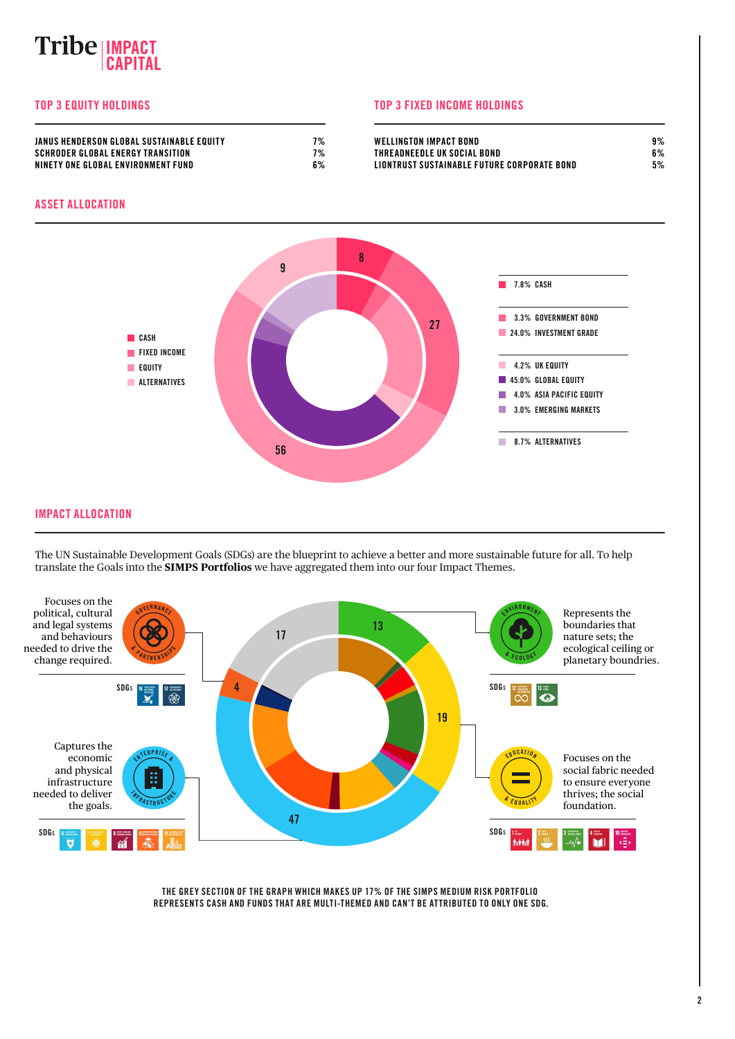## TOP 3 EQUITY HOLDINGS

| | |
|---|---|
| JANUS HENDERSON GLOBAL SUSTAINABLE EQUITY | 7% |
| SCHRODER GLOBAL ENERGY TRANSITION | 7% |
| NINETY ONE GLOBAL ENVIRONMENT FUND | 6% |

## TOP 3 FIXED INCOME HOLDINGS

| | |
|---|---|
| WELLINGTON IMPACT BOND | 9% |
| THREADNEEDLE UK SOCIAL BOND | 6% |
| LIONTRUST SUSTAINABLE FUTURE CORPORATE BOND | 5% |

## ASSET ALLOCATION

- CASH: 8
- FIXED INCOME: 27
- EQUITY: 56
- ALTERNATIVES: 9

| | |
|---|---|
| 7.8% | CASH |
| 3.3% | GOVERNMENT BOND |
| 24.0% | INVESTMENT GRADE |
| 4.2% | UK EQUITY |
| 45.0% | GLOBAL EQUITY |
| 4.0% | ASIA PACIFIC EQUITY |
| 3.0% | EMERGING MARKETS |
| 8.7% | ALTERNATIVES |

## IMPACT ALLOCATION

The UN Sustainable Development Goals (SDGs) are the blueprint to achieve a better and more sustainable future for all. To help translate the Goals into the **SIMPS Portfolios** we have aggregated them into our four Impact Themes.

**GOVERNANCE & PARTNERSHIPS** (4): Focuses on the political, cultural and legal systems and behaviours needed to drive the change required.

SDGs: 16, 17

**ENTERPRISE & INFRASTRUCTURE** (47): Captures the economic and physical infrastructure needed to deliver the goals.

SDGs: 6, 7, 8, 9, 11

**ENVIRONMENT & ECOLOGY** (13): Represents the boundaries that nature sets; the ecological ceiling or planetary boundries.

SDGs: 12, 13

**EDUCATION & EQUALITY** (19): Focuses on the social fabric needed to ensure everyone thrives; the social foundation.

SDGs: 1, 2, 3, 4, 10

Grey section: 17

THE GREY SECTION OF THE GRAPH WHICH MAKES UP 17% OF THE SIMPS MEDIUM RISK PORTFOLIO REPRESENTS CASH AND FUNDS THAT ARE MULTI-THEMED AND CAN'T BE ATTRIBUTED TO ONLY ONE SDG.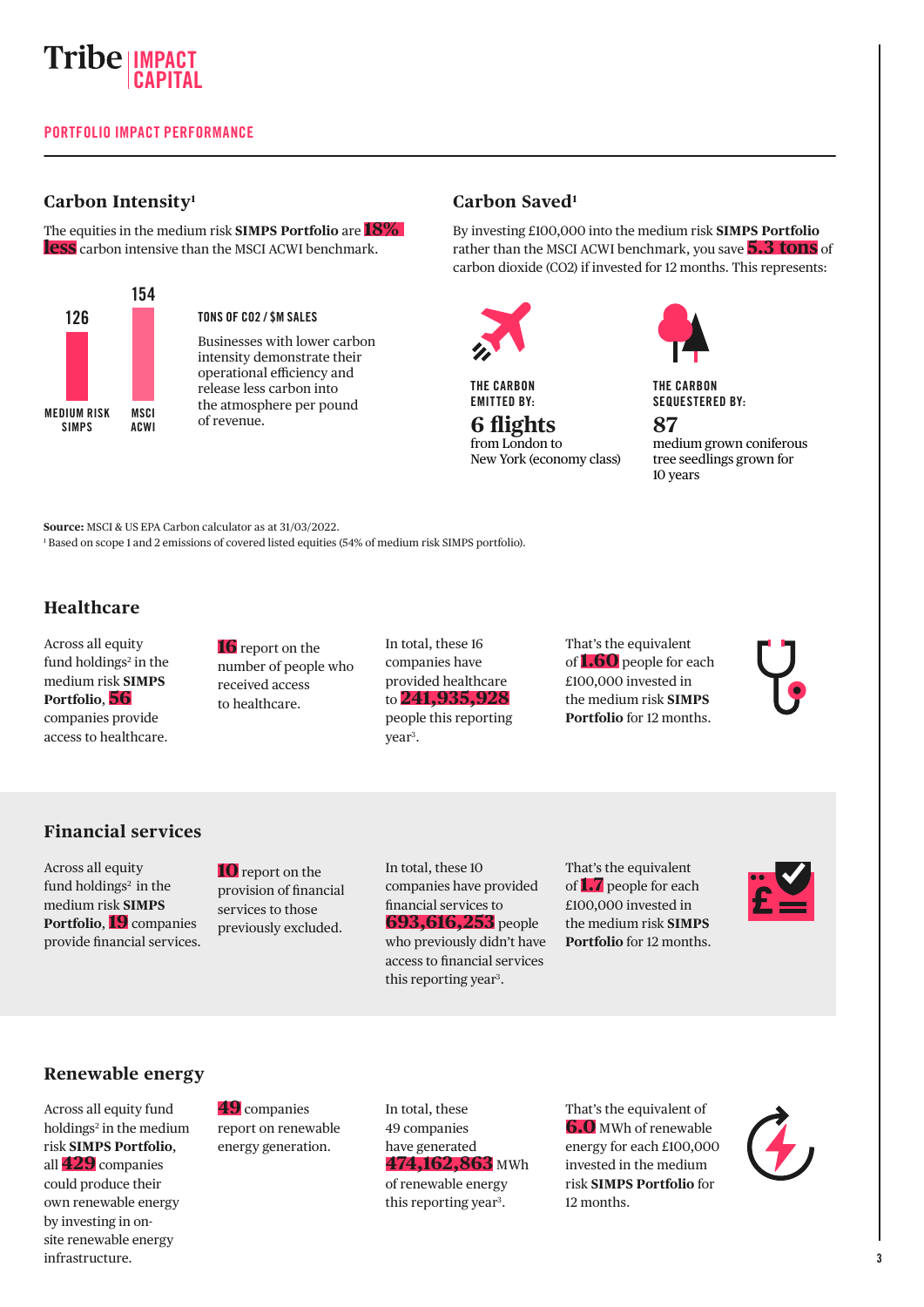Tribe IMPACT CAPITAL

## PORTFOLIO IMPACT PERFORMANCE

### Carbon Intensity[1]

The equities in the medium risk **SIMPS Portfolio** are **18% less** carbon intensive than the MSCI ACWI benchmark.

| | MEDIUM RISK SIMPS | MSCI ACWI |
|---|---|---|
| TONS OF $CO_2$ / $M SALES | 126 | 154 |

Businesses with lower carbon intensity demonstrate their operational efficiency and release less carbon into the atmosphere per pound of revenue.

### Carbon Saved[1]

By investing £100,000 into the medium risk **SIMPS Portfolio** rather than the MSCI ACWI benchmark, you save **5.3 tons** of carbon dioxide (CO2) if invested for 12 months. This represents:

THE CARBON EMITTED BY:
**6 flights**
from London to New York (economy class)

THE CARBON SEQUESTERED BY:
**87**
medium grown coniferous tree seedlings grown for 10 years

**Source:** MSCI & US EPA Carbon calculator as at 31/03/2022.
[1] Based on scope 1 and 2 emissions of covered listed equities (54% of medium risk SIMPS portfolio).

### Healthcare

Across all equity fund holdings[2] in the medium risk **SIMPS Portfolio**, **56** companies provide access to healthcare.

**16** report on the number of people who received access to healthcare.

In total, these 16 companies have provided healthcare to **241,935,928** people this reporting year[3].

That's the equivalent of **1.60** people for each £100,000 invested in the medium risk **SIMPS Portfolio** for 12 months.

### Financial services

Across all equity fund holdings in the medium risk **SIMPS Portfolio**, **19** companies provide financial services.

**10** report on the provision of financial services to those previously excluded.

In total, these 10 companies have provided financial services to **693,616,253** people who previously didn't have access to financial services this reporting year[3].

That's the equivalent of **1.7** people for each £100,000 invested in the medium risk **SIMPS Portfolio** for 12 months.

### Renewable energy

Across all equity fund holdings[2] in the medium risk **SIMPS Portfolio**, all **429** companies could produce their own renewable energy by investing in on-site renewable energy infrastructure.

**49** companies report on renewable energy generation.

In total, these 49 companies have generated **474,162,863** MWh of renewable energy this reporting year[3].

That's the equivalent of **6.0** MWh of renewable energy for each £100,000 invested in the medium risk **SIMPS Portfolio** for 12 months.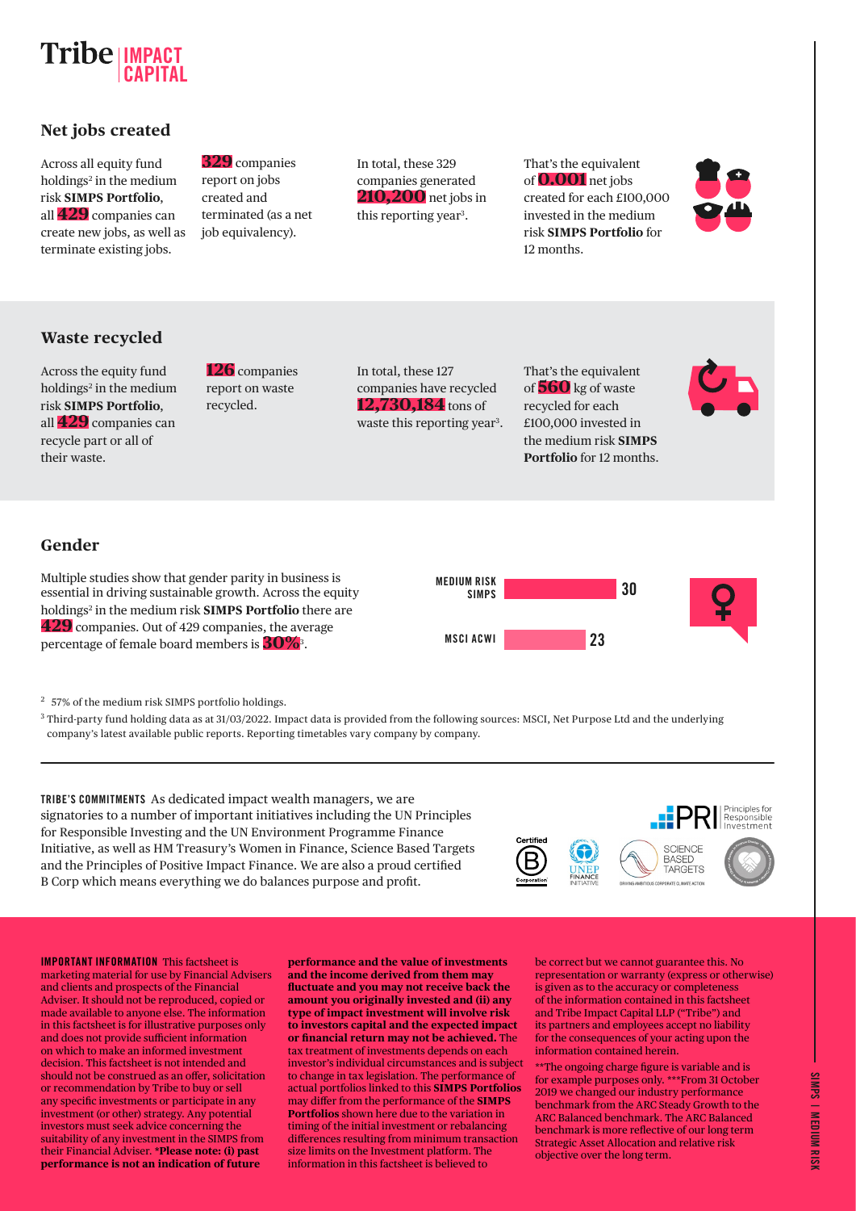## Net jobs created

Across all equity fund holdings[2] in the medium risk **SIMPS Portfolio**, all **429** companies can create new jobs, as well as terminate existing jobs.

**329** companies report on jobs created and terminated (as a net job equivalency).

In total, these 329 companies generated **210,200** net jobs in this reporting year[3].

That's the equivalent of **0.001** net jobs created for each £100,000 invested in the medium risk **SIMPS Portfolio** for 12 months.

## Waste recycled

Across the equity fund holdings[2] in the medium risk **SIMPS Portfolio**, all **429** companies can recycle part or all of their waste.

**126** companies report on waste recycled.

In total, these 127 companies have recycled **12,730,184** tons of waste this reporting year[3].

That's the equivalent of **560** kg of waste recycled for each £100,000 invested in the medium risk **SIMPS Portfolio** for 12 months.

## Gender

Multiple studies show that gender parity in business is essential in driving sustainable growth. Across the equity holdings[2] in the medium risk **SIMPS Portfolio** there are **429** companies. Out of 429 companies, the average percentage of female board members is **30%**[3].

MEDIUM RISK SIMPS 30

MSCI ACWI 23

[2] 57% of the medium risk SIMPS portfolio holdings.

[3] Third-party fund holding data as at 31/03/2022. Impact data is provided from the following sources: MSCI, Net Purpose Ltd and the underlying company's latest available public reports. Reporting timetables vary company by company.

**TRIBE'S COMMITMENTS** As dedicated impact wealth managers, we are signatories to a number of important initiatives including the UN Principles for Responsible Investing and the UN Environment Programme Finance Initiative, as well as HM Treasury's Women in Finance, Science Based Targets and the Principles of Positive Impact Finance. We are also a proud certified B Corp which means everything we do balances purpose and profit.

**IMPORTANT INFORMATION** This factsheet is marketing material for use by Financial Advisers and clients and prospects of the Financial Adviser. It should not be reproduced, copied or made available to anyone else. The information in this factsheet is for illustrative purposes only and does not provide sufficient information on which to make an informed investment decision. This factsheet is not intended and should not be construed as an offer, solicitation or recommendation by Tribe to buy or sell any specific investments or participate in any investment (or other) strategy. Any potential investors must seek advice concerning the suitability of any investment in the SIMPS from their Financial Adviser. ***Please note: (i) past performance is not an indication of future performance and the value of investments and the income derived from them may fluctuate and you may not receive back the amount you originally invested and (ii) any type of impact investment will involve risk to investors capital and the expected impact or financial return may not be achieved.** The tax treatment of investments depends on each investor's individual circumstances and is subject to change in tax legislation. The performance of actual portfolios linked to this **SIMPS Portfolios** may differ from the performance of the **SIMPS Portfolios** shown here due to the variation in timing of the initial investment or rebalancing differences resulting from minimum transaction size limits on the Investment platform. The information in this factsheet is believed to be correct but we cannot guarantee this. No representation or warranty (express or otherwise) is given as to the accuracy or completeness of the information contained in this factsheet and Tribe Impact Capital LLP ("Tribe") and its partners and employees accept no liability for the consequences of your acting upon the information contained herein.

**The ongoing charge figure is variable and is for example purposes only. ***From 31 October 2019 we changed our industry performance benchmark from the ARC Steady Growth to the ARC Balanced benchmark. The ARC Balanced benchmark is more reflective of our long term Strategic Asset Allocation and relative risk objective over the long term.